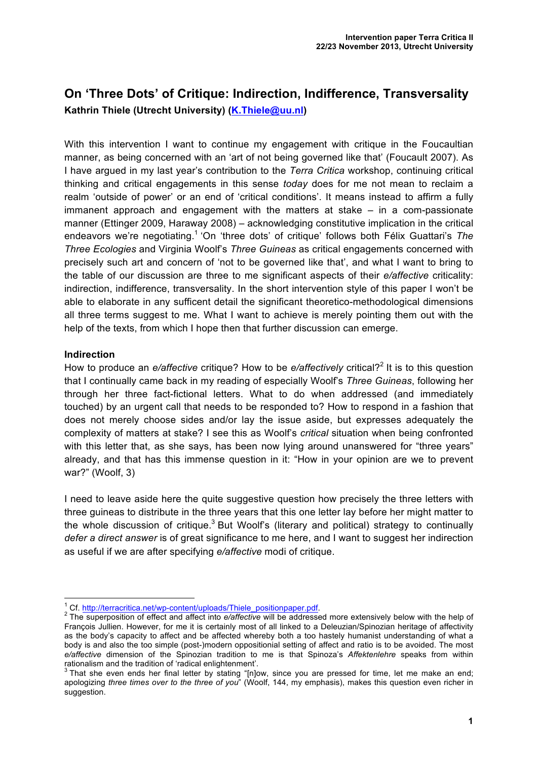# On 'Three Dots' of Critique: Indirection, Indifference, Transversality

**Kathrin Thiele (Utrecht University) (K.Thiele@uu.nl)**

With this intervention I want to continue my engagement with critique in the Foucaultian manner, as being concerned with an 'art of not being governed like that' (Foucault 2007). As I have argued in my last year's contribution to the *Terra Critica* workshop, continuing critical thinking and critical engagements in this sense *today* does for me not mean to reclaim a realm 'outside of power' or an end of 'critical conditions'. It means instead to affirm a fully immanent approach and engagement with the matters at stake – in a com-passionate manner (Ettinger 2009, Haraway 2008) – acknowledging constitutive implication in the critical endeavors we're negotiating.[1] 'On 'three dots' of critique' follows both Félix Guattari's *The Three Ecologies* and Virginia Woolf's *Three Guineas* as critical engagements concerned with precisely such art and concern of 'not to be governed like that', and what I want to bring to the table of our discussion are three to me significant aspects of their *e/affective* criticality: indirection, indifference, transversality. In the short intervention style of this paper I won't be able to elaborate in any suffficent detail the significant theoretico-methodological dimensions all three terms suggest to me. What I want to achieve is merely pointing them out with the help of the texts, from which I hope then that further discussion can emerge.

**Indirection**

How to produce an *e/affective* critique? How to be *e/affectively* critical?[2] It is to this question that I continually came back in my reading of especially Woolf's *Three Guineas*, following her through her three fact-fictional letters. What to do when addressed (and immediately touched) by an urgent call that needs to be responded to? How to respond in a fashion that does not merely choose sides and/or lay the issue aside, but expresses adequately the complexity of matters at stake? I see this as Woolf's *critical* situation when being confronted with this letter that, as she says, has been now lying around unanswered for "three years" already, and that has this immense question in it: "How in your opinion are we to prevent war?" (Woolf, 3)

I need to leave aside here the quite suggestive question how precisely the three letters with three guineas to distribute in the three years that this one letter lay before her might matter to the whole discussion of critique.[3] But Woolf's (literary and political) strategy to continually *defer a direct answer* is of great significance to me here, and I want to suggest her indirection as useful if we are after specifying *e/affective* modi of critique.

---

[1] Cf. http://terracritica.net/wp-content/uploads/Thiele_positionpaper.pdf.

[2] The superposition of effect and affect into *e/affective* will be addressed more extensively below with the help of François Jullien. However, for me it is certainly most of all linked to a Deleuzian/Spinozian heritage of affectivity as the body's capacity to affect and be affected whereby both a too hastely humanist understanding of what a body is and also the too simple (post-)modern oppositionial setting of affect and ratio is to be avoided. The most *e/affective* dimension of the Spinozian tradition to me is that Spinoza's *Affektenlehre* speaks from within rationalism and the tradition of 'radical enlightenment'.

[3] That she even ends her final letter by stating "[n]ow, since you are pressed for time, let me make an end; apologizing *three times over to the three of you*" (Woolf, 144, my emphasis), makes this question even richer in suggestion.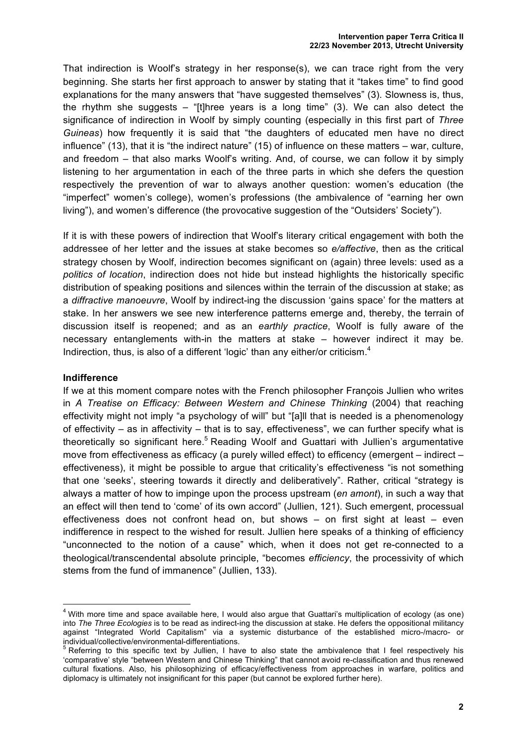That indirection is Woolf's strategy in her response(s), we can trace right from the very beginning. She starts her first approach to answer by stating that it "takes time" to find good explanations for the many answers that "have suggested themselves" (3). Slowness is, thus, the rhythm she suggests – "[t]hree years is a long time" (3). We can also detect the significance of indirection in Woolf by simply counting (especially in this first part of *Three Guineas*) how frequently it is said that "the daughters of educated men have no direct influence" (13), that it is "the indirect nature" (15) of influence on these matters – war, culture, and freedom – that also marks Woolf's writing. And, of course, we can follow it by simply listening to her argumentation in each of the three parts in which she defers the question respectively the prevention of war to always another question: women's education (the "imperfect" women's college), women's professions (the ambivalence of "earning her own living"), and women's difference (the provocative suggestion of the "Outsiders' Society").

If it is with these powers of indirection that Woolf's literary critical engagement with both the addressee of her letter and the issues at stake becomes so *e/affective*, then as the critical strategy chosen by Woolf, indirection becomes significant on (again) three levels: used as a *politics of location*, indirection does not hide but instead highlights the historically specific distribution of speaking positions and silences within the terrain of the discussion at stake; as a *diffractive manoeuvre*, Woolf by indirect-ing the discussion 'gains space' for the matters at stake. In her answers we see new interference patterns emerge and, thereby, the terrain of discussion itself is reopened; and as an *earthly practice*, Woolf is fully aware of the necessary entanglements with-in the matters at stake – however indirect it may be. Indirection, thus, is also of a different 'logic' than any either/or criticism.[4]

**Indifference**

If we at this moment compare notes with the French philosopher François Jullien who writes in *A Treatise on Efficacy: Between Western and Chinese Thinking* (2004) that reaching effectivity might not imply "a psychology of will" but "[a]ll that is needed is a phenomenology of effectivity – as in affectivity – that is to say, effectiveness", we can further specify what is theoretically so significant here.[5] Reading Woolf and Guattari with Jullien's argumentative move from effectiveness as efficacy (a purely willed effect) to efficency (emergent – indirect – effectiveness), it might be possible to argue that criticality's effectiveness "is not something that one 'seeks', steering towards it directly and deliberatively". Rather, critical "strategy is always a matter of how to impinge upon the process upstream (*en amont*), in such a way that an effect will then tend to 'come' of its own accord" (Jullien, 121). Such emergent, processual effectiveness does not confront head on, but shows – on first sight at least – even indifference in respect to the wished for result. Jullien here speaks of a thinking of efficiency "unconnected to the notion of a cause" which, when it does not get re-connected to a theological/transcendental absolute principle, "becomes *efficiency*, the processivity of which stems from the fund of immanence" (Jullien, 133).

---

[4] With more time and space available here, I would also argue that Guattari's multiplication of ecology (as one) into *The Three Ecologies* is to be read as indirect-ing the discussion at stake. He defers the oppositional militancy against "Integrated World Capitalism" via a systemic disturbance of the established micro-/macro- or individual/collective/environmental-differentiations.

[5] Referring to this specific text by Jullien, I have to also state the ambivalence that I feel respectively his 'comparative' style "between Western and Chinese Thinking" that cannot avoid re-classification and thus renewed cultural fixations. Also, his philosophizing of efficacy/effectiveness from approaches in warfare, politics and diplomacy is ultimately not insignificant for this paper (but cannot be explored further here).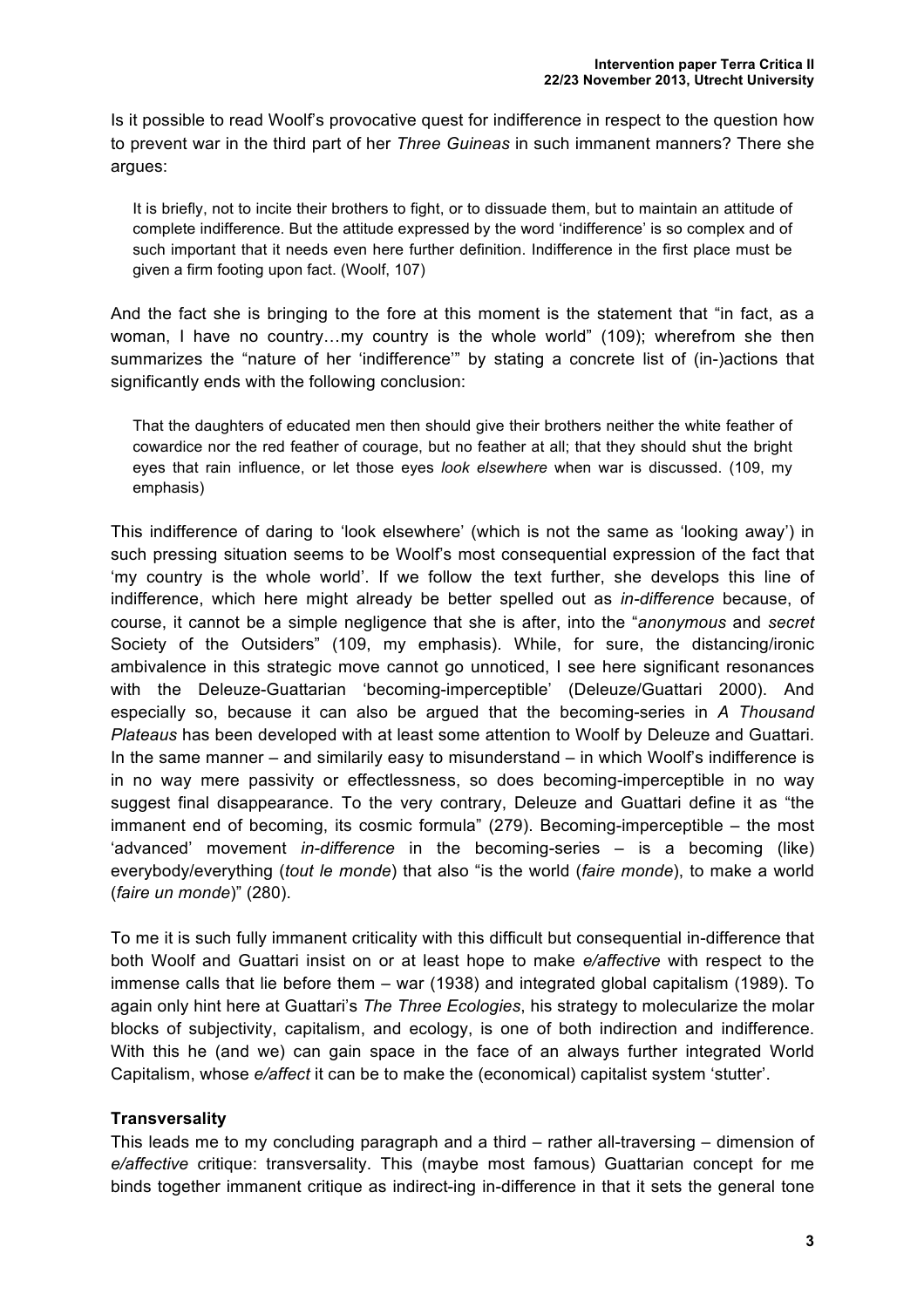Is it possible to read Woolf's provocative quest for indifference in respect to the question how to prevent war in the third part of her *Three Guineas* in such immanent manners? There she argues:

> It is briefly, not to incite their brothers to fight, or to dissuade them, but to maintain an attitude of complete indifference. But the attitude expressed by the word 'indifference' is so complex and of such important that it needs even here further definition. Indifference in the first place must be given a firm footing upon fact. (Woolf, 107)

And the fact she is bringing to the fore at this moment is the statement that "in fact, as a woman, I have no country…my country is the whole world" (109); wherefrom she then summarizes the "nature of her 'indifference'" by stating a concrete list of (in-)actions that significantly ends with the following conclusion:

> That the daughters of educated men then should give their brothers neither the white feather of cowardice nor the red feather of courage, but no feather at all; that they should shut the bright eyes that rain influence, or let those eyes *look elsewhere* when war is discussed. (109, my emphasis)

This indifference of daring to 'look elsewhere' (which is not the same as 'looking away') in such pressing situation seems to be Woolf's most consequential expression of the fact that 'my country is the whole world'. If we follow the text further, she develops this line of indifference, which here might already be better spelled out as *in-difference* because, of course, it cannot be a simple negligence that she is after, into the "*anonymous* and *secret* Society of the Outsiders" (109, my emphasis). While, for sure, the distancing/ironic ambivalence in this strategic move cannot go unnoticed, I see here significant resonances with the Deleuze-Guattarian 'becoming-imperceptible' (Deleuze/Guattari 2000). And especially so, because it can also be argued that the becoming-series in *A Thousand Plateaus* has been developed with at least some attention to Woolf by Deleuze and Guattari. In the same manner – and similarily easy to misunderstand – in which Woolf's indifference is in no way mere passivity or effectlessness, so does becoming-imperceptible in no way suggest final disappearance. To the very contrary, Deleuze and Guattari define it as "the immanent end of becoming, its cosmic formula" (279). Becoming-imperceptible – the most 'advanced' movement *in-difference* in the becoming-series – is a becoming (like) everybody/everything (*tout le monde*) that also "is the world (*faire monde*), to make a world (*faire un monde*)" (280).

To me it is such fully immanent criticality with this difficult but consequential in-difference that both Woolf and Guattari insist on or at least hope to make *e/affective* with respect to the immense calls that lie before them – war (1938) and integrated global capitalism (1989). To again only hint here at Guattari's *The Three Ecologies*, his strategy to molecularize the molar blocks of subjectivity, capitalism, and ecology, is one of both indirection and indifference. With this he (and we) can gain space in the face of an always further integrated World Capitalism, whose *e/affect* it can be to make the (economical) capitalist system 'stutter'.

### Transversality

This leads me to my concluding paragraph and a third – rather all-traversing – dimension of *e/affective* critique: transversality. This (maybe most famous) Guattarian concept for me binds together immanent critique as indirect-ing in-difference in that it sets the general tone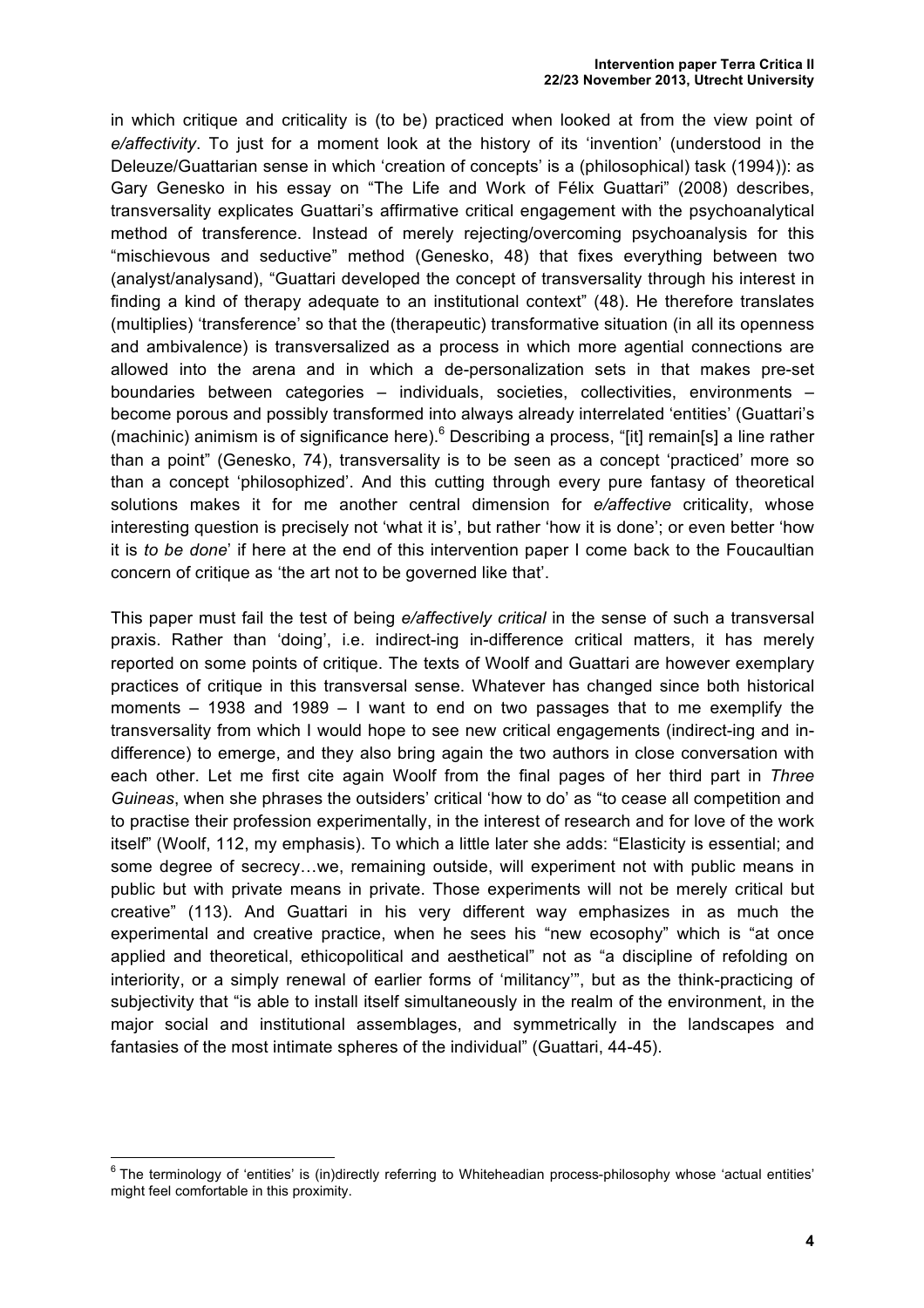in which critique and criticality is (to be) practiced when looked at from the view point of *e/affectivity*. To just for a moment look at the history of its 'invention' (understood in the Deleuze/Guattarian sense in which 'creation of concepts' is a (philosophical) task (1994)): as Gary Genesko in his essay on "The Life and Work of Félix Guattari" (2008) describes, transversality explicates Guattari's affirmative critical engagement with the psychoanalytical method of transference. Instead of merely rejecting/overcoming psychoanalysis for this "mischievous and seductive" method (Genesko, 48) that fixes everything between two (analyst/analysand), "Guattari developed the concept of transversality through his interest in finding a kind of therapy adequate to an institutional context" (48). He therefore translates (multiplies) 'transference' so that the (therapeutic) transformative situation (in all its openness and ambivalence) is transversalized as a process in which more agential connections are allowed into the arena and in which a de-personalization sets in that makes pre-set boundaries between categories – individuals, societies, collectivities, environments – become porous and possibly transformed into always already interrelated 'entities' (Guattari's (machinic) animism is of significance here).[6] Describing a process, "[it] remain[s] a line rather than a point" (Genesko, 74), transversality is to be seen as a concept 'practiced' more so than a concept 'philosophized'. And this cutting through every pure fantasy of theoretical solutions makes it for me another central dimension for *e/affective* criticality, whose interesting question is precisely not 'what it is', but rather 'how it is done'; or even better 'how it is *to be done*' if here at the end of this intervention paper I come back to the Foucaultian concern of critique as 'the art not to be governed like that'.

This paper must fail the test of being *e/affectively critical* in the sense of such a transversal praxis. Rather than 'doing', i.e. indirect-ing in-difference critical matters, it has merely reported on some points of critique. The texts of Woolf and Guattari are however exemplary practices of critique in this transversal sense. Whatever has changed since both historical moments – 1938 and 1989 – I want to end on two passages that to me exemplify the transversality from which I would hope to see new critical engagements (indirect-ing and in-difference) to emerge, and they also bring again the two authors in close conversation with each other. Let me first cite again Woolf from the final pages of her third part in *Three Guineas*, when she phrases the outsiders' critical 'how to do' as "to cease all competition and to practise their profession experimentally, in the interest of research and for love of the work itself" (Woolf, 112, my emphasis). To which a little later she adds: "Elasticity is essential; and some degree of secrecy…we, remaining outside, will experiment not with public means in public but with private means in private. Those experiments will not be merely critical but creative" (113). And Guattari in his very different way emphasizes in as much the experimental and creative practice, when he sees his "new ecosophy" which is "at once applied and theoretical, ethicopolitical and aesthetical" not as "a discipline of refolding on interiority, or a simply renewal of earlier forms of 'militancy'", but as the think-practicing of subjectivity that "is able to install itself simultaneously in the realm of the environment, in the major social and institutional assemblages, and symmetrically in the landscapes and fantasies of the most intimate spheres of the individual" (Guattari, 44-45).

---

[6] The terminology of 'entities' is (in)directly referring to Whiteheadian process-philosophy whose 'actual entities' might feel comfortable in this proximity.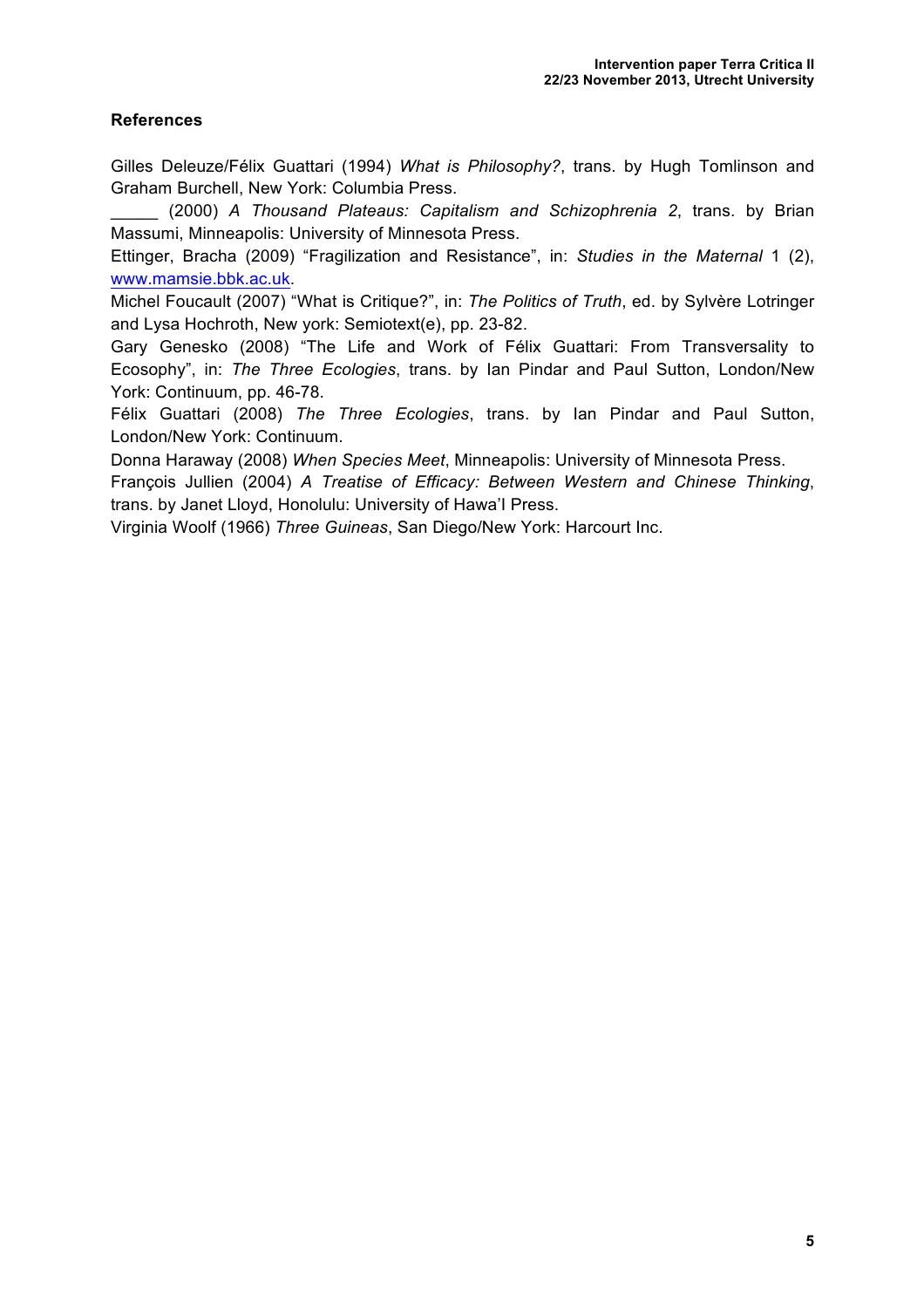## References

Gilles Deleuze/Félix Guattari (1994) *What is Philosophy?*, trans. by Hugh Tomlinson and Graham Burchell, New York: Columbia Press.

_____ (2000) *A Thousand Plateaus: Capitalism and Schizophrenia 2*, trans. by Brian Massumi, Minneapolis: University of Minnesota Press.

Ettinger, Bracha (2009) “Fragilization and Resistance”, in: *Studies in the Maternal* 1 (2), www.mamsie.bbk.ac.uk.

Michel Foucault (2007) “What is Critique?”, in: *The Politics of Truth*, ed. by Sylvère Lotringer and Lysa Hochroth, New york: Semiotext(e), pp. 23-82.

Gary Genesko (2008) “The Life and Work of Félix Guattari: From Transversality to Ecosophy”, in: *The Three Ecologies*, trans. by Ian Pindar and Paul Sutton, London/New York: Continuum, pp. 46-78.

Félix Guattari (2008) *The Three Ecologies*, trans. by Ian Pindar and Paul Sutton, London/New York: Continuum.

Donna Haraway (2008) *When Species Meet*, Minneapolis: University of Minnesota Press.

François Jullien (2004) *A Treatise of Efficacy: Between Western and Chinese Thinking*, trans. by Janet Lloyd, Honolulu: University of Hawa'I Press.

Virginia Woolf (1966) *Three Guineas*, San Diego/New York: Harcourt Inc.